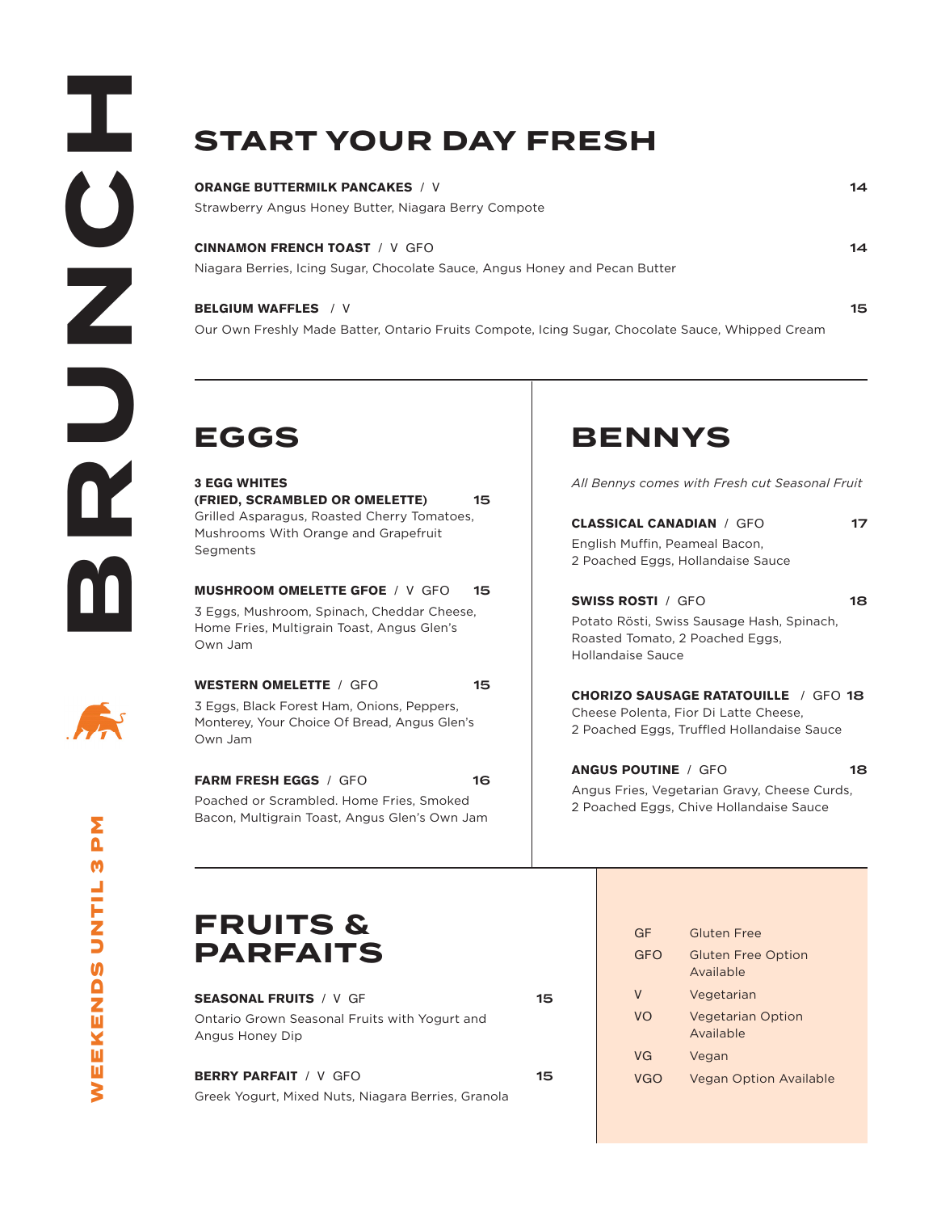# BRUNCH

WEEKENDS UNTIL 3 PM

## START YOUR DAY FRESH

**ORANGE BUTTERMILK PANCAKES** / V — 14
Strawberry Angus Honey Butter, Niagara Berry Compote

**CINNAMON FRENCH TOAST** / V GFO — 14
Niagara Berries, Icing Sugar, Chocolate Sauce, Angus Honey and Pecan Butter

**BELGIUM WAFFLES** / V — 15
Our Own Freshly Made Batter, Ontario Fruits Compote, Icing Sugar, Chocolate Sauce, Whipped Cream

## EGGS

**3 EGG WHITES (FRIED, SCRAMBLED OR OMELETTE)** — 15
Grilled Asparagus, Roasted Cherry Tomatoes, Mushrooms With Orange and Grapefruit Segments

**MUSHROOM OMELETTE GFOE** / V GFO — 15
3 Eggs, Mushroom, Spinach, Cheddar Cheese, Home Fries, Multigrain Toast, Angus Glen's Own Jam

**WESTERN OMELETTE** / GFO — 15
3 Eggs, Black Forest Ham, Onions, Peppers, Monterey, Your Choice Of Bread, Angus Glen's Own Jam

**FARM FRESH EGGS** / GFO — 16
Poached or Scrambled. Home Fries, Smoked Bacon, Multigrain Toast, Angus Glen's Own Jam

## BENNYS

*All Bennys comes with Fresh cut Seasonal Fruit*

**CLASSICAL CANADIAN** / GFO — 17
English Muffin, Peameal Bacon, 2 Poached Eggs, Hollandaise Sauce

**SWISS ROSTI** / GFO — 18
Potato Rösti, Swiss Sausage Hash, Spinach, Roasted Tomato, 2 Poached Eggs, Hollandaise Sauce

**CHORIZO SAUSAGE RATATOUILLE** / GFO — 18
Cheese Polenta, Fior Di Latte Cheese, 2 Poached Eggs, Truffled Hollandaise Sauce

**ANGUS POUTINE** / GFO — 18
Angus Fries, Vegetarian Gravy, Cheese Curds, 2 Poached Eggs, Chive Hollandaise Sauce

## FRUITS & PARFAITS

**SEASONAL FRUITS** / V GF — 15
Ontario Grown Seasonal Fruits with Yogurt and Angus Honey Dip

**BERRY PARFAIT** / V GFO — 15
Greek Yogurt, Mixed Nuts, Niagara Berries, Granola

| | |
|---|---|
| GF | Gluten Free |
| GFO | Gluten Free Option Available |
| V | Vegetarian |
| VO | Vegetarian Option Available |
| VG | Vegan |
| VGO | Vegan Option Available |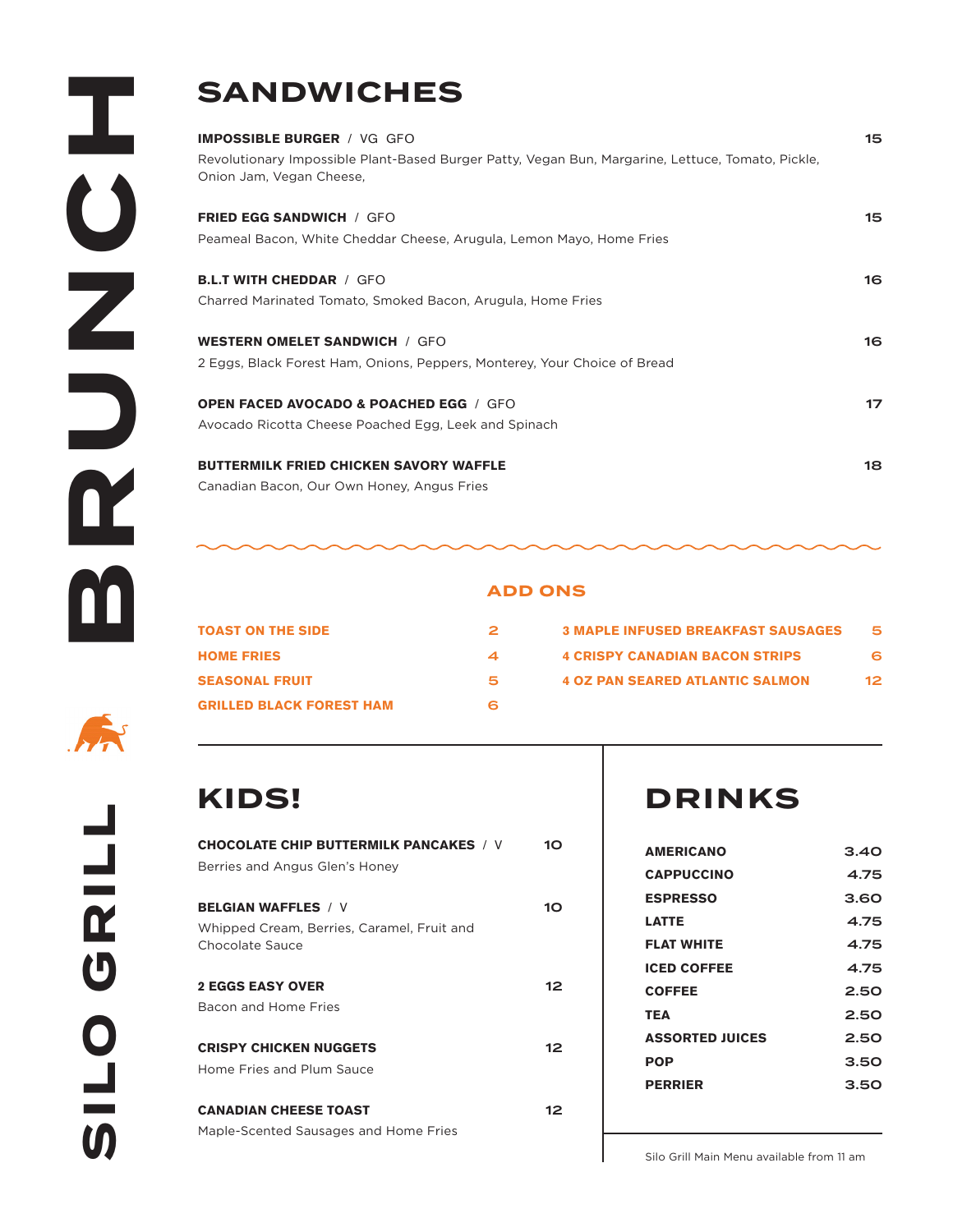# BRUNCH

SILO GRILL

## SANDWICHES

**IMPOSSIBLE BURGER** / VG GFO — 15
Revolutionary Impossible Plant-Based Burger Patty, Vegan Bun, Margarine, Lettuce, Tomato, Pickle, Onion Jam, Vegan Cheese,

**FRIED EGG SANDWICH** / GFO — 15
Peameal Bacon, White Cheddar Cheese, Arugula, Lemon Mayo, Home Fries

**B.L.T WITH CHEDDAR** / GFO — 16
Charred Marinated Tomato, Smoked Bacon, Arugula, Home Fries

**WESTERN OMELET SANDWICH** / GFO — 16
2 Eggs, Black Forest Ham, Onions, Peppers, Monterey, Your Choice of Bread

**OPEN FACED AVOCADO & POACHED EGG** / GFO — 17
Avocado Ricotta Cheese Poached Egg, Leek and Spinach

**BUTTERMILK FRIED CHICKEN SAVORY WAFFLE** — 18
Canadian Bacon, Our Own Honey, Angus Fries

### ADD ONS

| | | | |
|---|---|---|---|
| TOAST ON THE SIDE | 2 | 3 MAPLE INFUSED BREAKFAST SAUSAGES | 5 |
| HOME FRIES | 4 | 4 CRISPY CANADIAN BACON STRIPS | 6 |
| SEASONAL FRUIT | 5 | 4 OZ PAN SEARED ATLANTIC SALMON | 12 |
| GRILLED BLACK FOREST HAM | 6 | | |

## KIDS!

**CHOCOLATE CHIP BUTTERMILK PANCAKES** / V — 10
Berries and Angus Glen's Honey

**BELGIAN WAFFLES** / V — 10
Whipped Cream, Berries, Caramel, Fruit and Chocolate Sauce

**2 EGGS EASY OVER** — 12
Bacon and Home Fries

**CRISPY CHICKEN NUGGETS** — 12
Home Fries and Plum Sauce

**CANADIAN CHEESE TOAST** — 12
Maple-Scented Sausages and Home Fries

## DRINKS

| | |
|---|---|
| AMERICANO | 3.40 |
| CAPPUCCINO | 4.75 |
| ESPRESSO | 3.60 |
| LATTE | 4.75 |
| FLAT WHITE | 4.75 |
| ICED COFFEE | 4.75 |
| COFFEE | 2.50 |
| TEA | 2.50 |
| ASSORTED JUICES | 2.50 |
| POP | 3.50 |
| PERRIER | 3.50 |

Silo Grill Main Menu available from 11 am